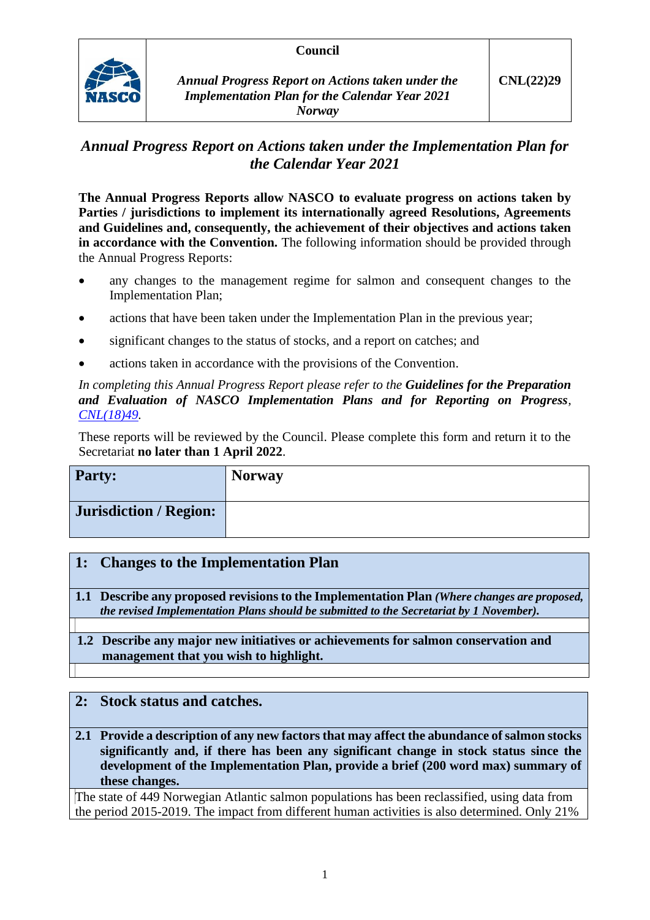| | Council | |
|---|---|---|
| NASCO | *Annual Progress Report on Actions taken under the Implementation Plan for the Calendar Year 2021 Norway* | CNL(22)29 |

# *Annual Progress Report on Actions taken under the Implementation Plan for the Calendar Year 2021*

**The Annual Progress Reports allow NASCO to evaluate progress on actions taken by Parties / jurisdictions to implement its internationally agreed Resolutions, Agreements and Guidelines and, consequently, the achievement of their objectives and actions taken in accordance with the Convention.** The following information should be provided through the Annual Progress Reports:

- any changes to the management regime for salmon and consequent changes to the Implementation Plan;
- actions that have been taken under the Implementation Plan in the previous year;
- significant changes to the status of stocks, and a report on catches; and
- actions taken in accordance with the provisions of the Convention.

*In completing this Annual Progress Report please refer to the* ***Guidelines for the Preparation and Evaluation of NASCO Implementation Plans and for Reporting on Progress****, CNL(18)49.*

These reports will be reviewed by the Council. Please complete this form and return it to the Secretariat **no later than 1 April 2022**.

| **Party:** | **Norway** |
|---|---|
| **Jurisdiction / Region:** | |

| **1: Changes to the Implementation Plan** |
|---|
| **1.1 Describe any proposed revisions to the Implementation Plan** ***(Where changes are proposed, the revised Implementation Plans should be submitted to the Secretariat by 1 November).*** |
| |
| **1.2 Describe any major new initiatives or achievements for salmon conservation and management that you wish to highlight.** |
| |

| **2: Stock status and catches.** |
|---|
| **2.1 Provide a description of any new factors that may affect the abundance of salmon stocks significantly and, if there has been any significant change in stock status since the development of the Implementation Plan, provide a brief (200 word max) summary of these changes.** |
| The state of 449 Norwegian Atlantic salmon populations has been reclassified, using data from the period 2015-2019. The impact from different human activities is also determined. Only 21% |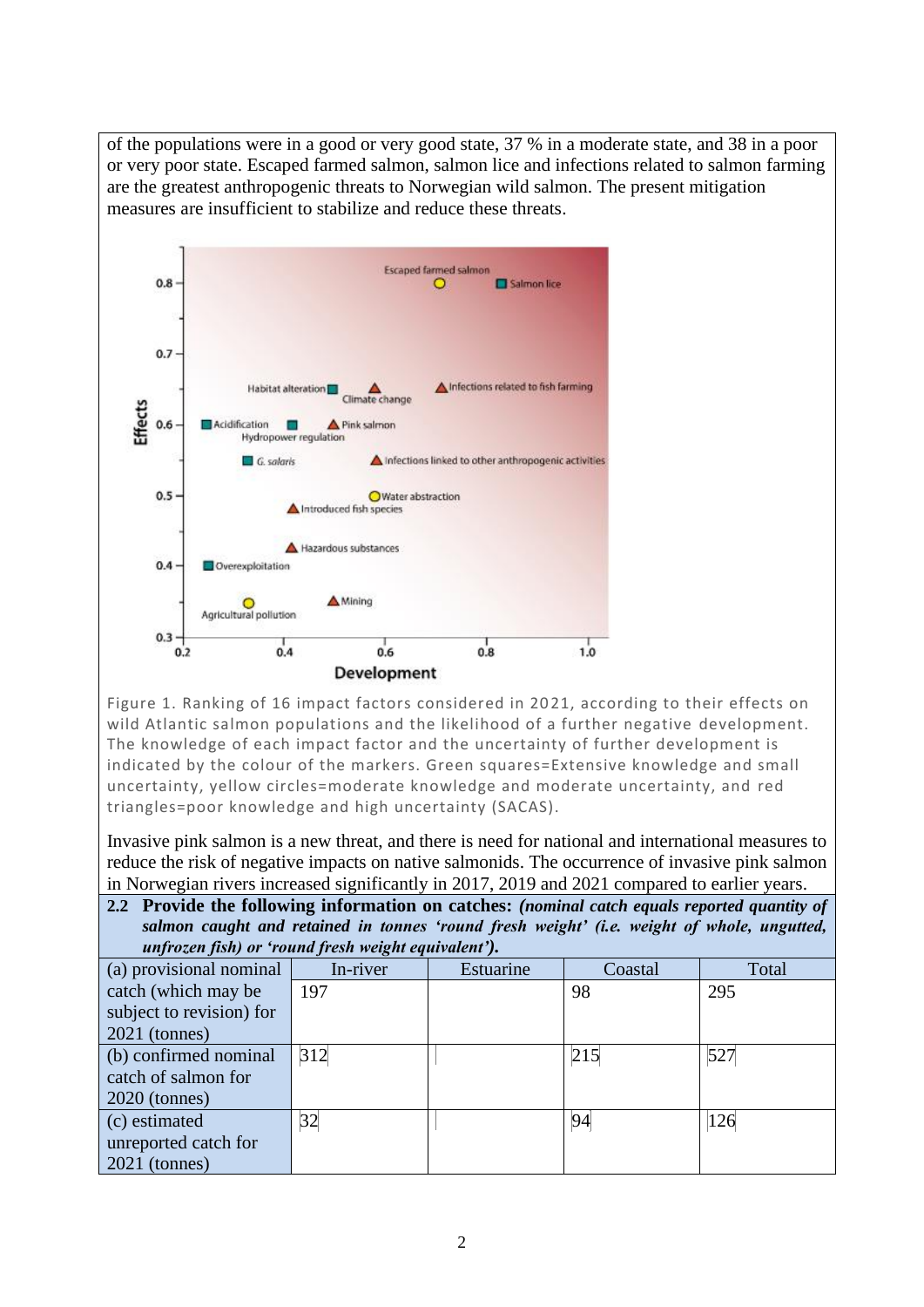of the populations were in a good or very good state, 37 % in a moderate state, and 38 in a poor or very poor state. Escaped farmed salmon, salmon lice and infections related to salmon farming are the greatest anthropogenic threats to Norwegian wild salmon. The present mitigation measures are insufficient to stabilize and reduce these threats.

Figure 1. Ranking of 16 impact factors considered in 2021, according to their effects on wild Atlantic salmon populations and the likelihood of a further negative development. The knowledge of each impact factor and the uncertainty of further development is indicated by the colour of the markers. Green squares=Extensive knowledge and small uncertainty, yellow circles=moderate knowledge and moderate uncertainty, and red triangles=poor knowledge and high uncertainty (SACAS).

Invasive pink salmon is a new threat, and there is need for national and international measures to reduce the risk of negative impacts on native salmonids. The occurrence of invasive pink salmon in Norwegian rivers increased significantly in 2017, 2019 and 2021 compared to earlier years.

**2.2 Provide the following information on catches:** ***(nominal catch equals reported quantity of salmon caught and retained in tonnes 'round fresh weight' (i.e. weight of whole, ungutted, unfrozen fish) or 'round fresh weight equivalent').***

| | In-river | Estuarine | Coastal | Total |
|---|---|---|---|---|
| (a) provisional nominal catch (which may be subject to revision) for 2021 (tonnes) | 197 | | 98 | 295 |
| (b) confirmed nominal catch of salmon for 2020 (tonnes) | 312 | | 215 | 527 |
| (c) estimated unreported catch for 2021 (tonnes) | 32 | | 94 | 126 |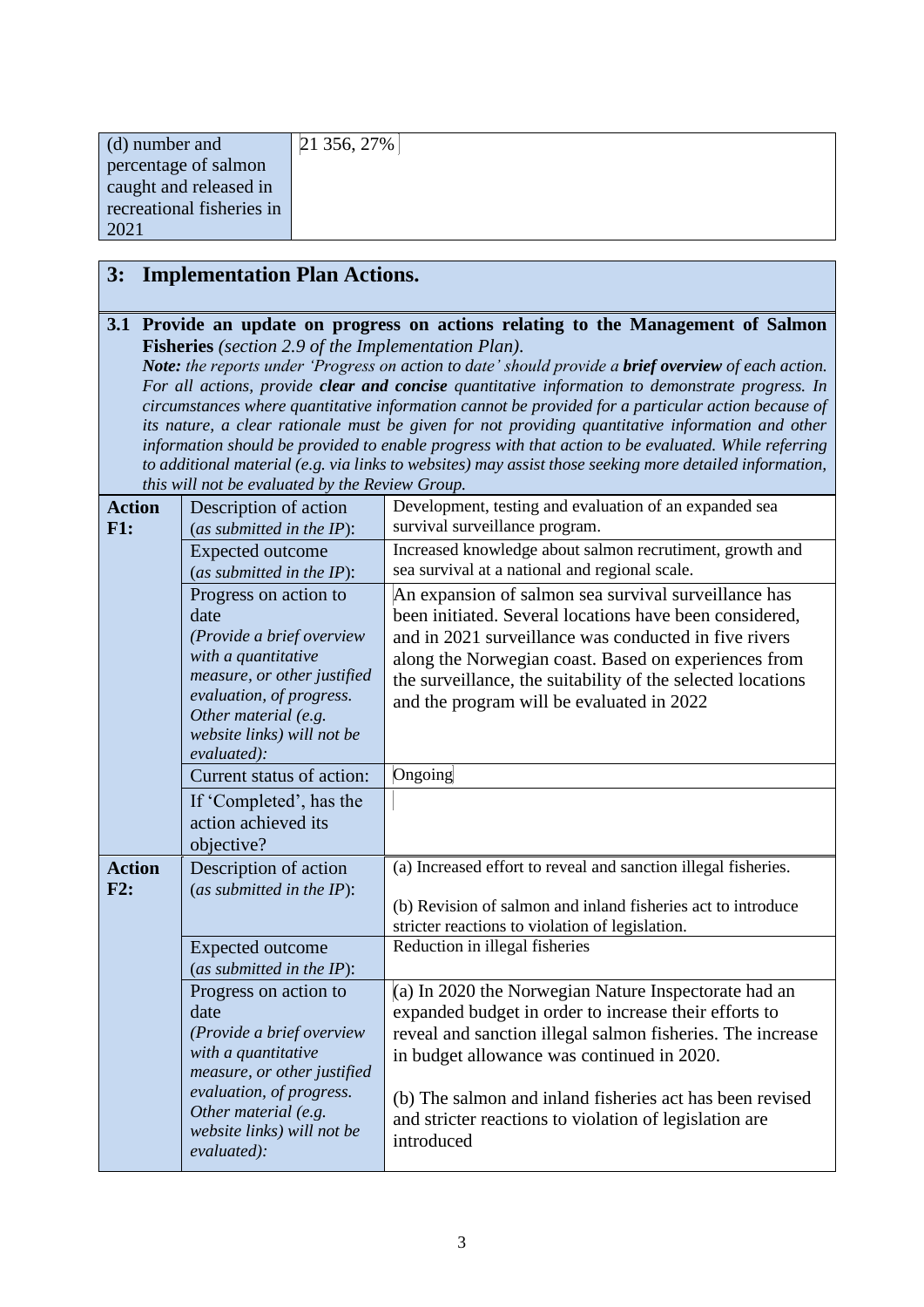| (d) number and percentage of salmon caught and released in recreational fisheries in 2021 | 21 356, 27% |
|---|---|

## 3: Implementation Plan Actions.

**3.1 Provide an update on progress on actions relating to the Management of Salmon Fisheries** *(section 2.9 of the Implementation Plan).*
***Note:*** *the reports under 'Progress on action to date' should provide a* ***brief overview*** *of each action. For all actions, provide* ***clear and concise*** *quantitative information to demonstrate progress. In circumstances where quantitative information cannot be provided for a particular action because of its nature, a clear rationale must be given for not providing quantitative information and other information should be provided to enable progress with that action to be evaluated. While referring to additional material (e.g. via links to websites) may assist those seeking more detailed information, this will not be evaluated by the Review Group.*

| | | |
|---|---|---|
| **Action F1:** | Description of action (*as submitted in the IP*): | Development, testing and evaluation of an expanded sea survival surveillance program. |
| | Expected outcome (*as submitted in the IP*): | Increased knowledge about salmon recrutiment, growth and sea survival at a national and regional scale. |
| | Progress on action to date *(Provide a brief overview with a quantitative measure, or other justified evaluation, of progress. Other material (e.g. website links) will not be evaluated):* | An expansion of salmon sea survival surveillance has been initiated. Several locations have been considered, and in 2021 surveillance was conducted in five rivers along the Norwegian coast. Based on experiences from the surveillance, the suitability of the selected locations and the program will be evaluated in 2022 |
| | Current status of action: | Ongoing |
| | If 'Completed', has the action achieved its objective? | |
| **Action F2:** | Description of action (*as submitted in the IP*): | (a) Increased effort to reveal and sanction illegal fisheries.<br><br>(b) Revision of salmon and inland fisheries act to introduce stricter reactions to violation of legislation. |
| | Expected outcome (*as submitted in the IP*): | Reduction in illegal fisheries |
| | Progress on action to date *(Provide a brief overview with a quantitative measure, or other justified evaluation, of progress. Other material (e.g. website links) will not be evaluated):* | (a) In 2020 the Norwegian Nature Inspectorate had an expanded budget in order to increase their efforts to reveal and sanction illegal salmon fisheries. The increase in budget allowance was continued in 2020.<br><br>(b) The salmon and inland fisheries act has been revised and stricter reactions to violation of legislation are introduced |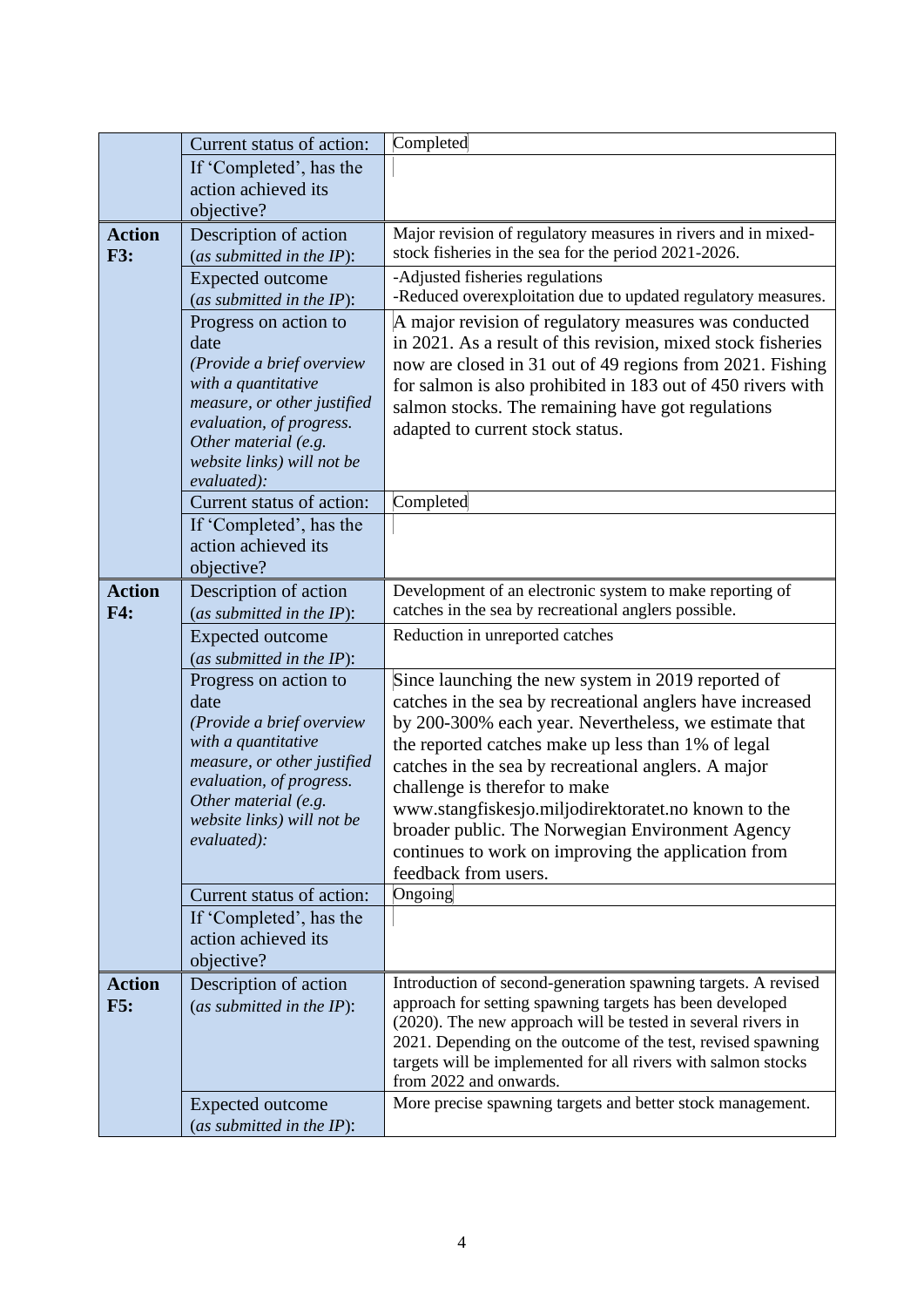| | | |
|---|---|---|
| | Current status of action: | Completed |
| | If 'Completed', has the action achieved its objective? | |
| **Action F3:** | Description of action (*as submitted in the IP*): | Major revision of regulatory measures in rivers and in mixed-stock fisheries in the sea for the period 2021-2026. |
| | Expected outcome (*as submitted in the IP*): | -Adjusted fisheries regulations<br>-Reduced overexploitation due to updated regulatory measures. |
| | Progress on action to date *(Provide a brief overview with a quantitative measure, or other justified evaluation, of progress. Other material (e.g. website links) will not be evaluated):* | A major revision of regulatory measures was conducted in 2021. As a result of this revision, mixed stock fisheries now are closed in 31 out of 49 regions from 2021. Fishing for salmon is also prohibited in 183 out of 450 rivers with salmon stocks. The remaining have got regulations adapted to current stock status. |
| | Current status of action: | Completed |
| | If 'Completed', has the action achieved its objective? | |
| **Action F4:** | Description of action (*as submitted in the IP*): | Development of an electronic system to make reporting of catches in the sea by recreational anglers possible. |
| | Expected outcome (*as submitted in the IP*): | Reduction in unreported catches |
| | Progress on action to date *(Provide a brief overview with a quantitative measure, or other justified evaluation, of progress. Other material (e.g. website links) will not be evaluated):* | Since launching the new system in 2019 reported of catches in the sea by recreational anglers have increased by 200-300% each year. Nevertheless, we estimate that the reported catches make up less than 1% of legal catches in the sea by recreational anglers. A major challenge is therefor to make www.stangfiskesjo.miljodirektoratet.no known to the broader public. The Norwegian Environment Agency continues to work on improving the application from feedback from users. |
| | Current status of action: | Ongoing |
| | If 'Completed', has the action achieved its objective? | |
| **Action F5:** | Description of action (*as submitted in the IP*): | Introduction of second-generation spawning targets. A revised approach for setting spawning targets has been developed (2020). The new approach will be tested in several rivers in 2021. Depending on the outcome of the test, revised spawning targets will be implemented for all rivers with salmon stocks from 2022 and onwards. |
| | Expected outcome (*as submitted in the IP*): | More precise spawning targets and better stock management. |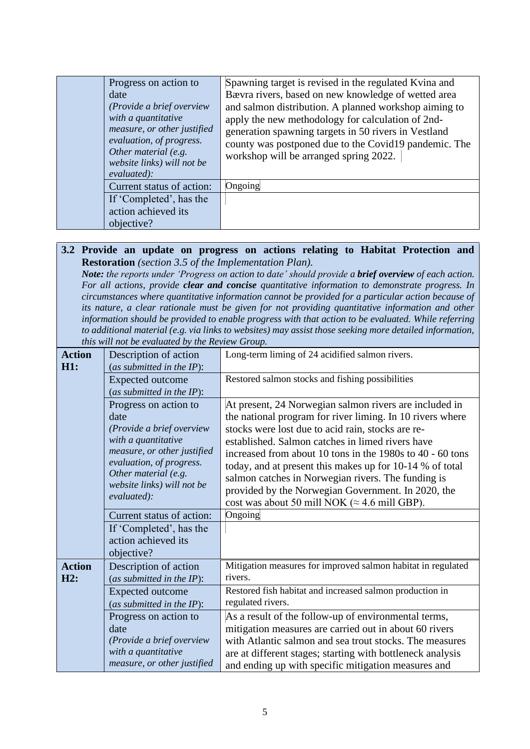| | | |
|---|---|---|
| | Progress on action to date *(Provide a brief overview with a quantitative measure, or other justified evaluation, of progress. Other material (e.g. website links) will not be evaluated):* | Spawning target is revised in the regulated Kvina and Bævra rivers, based on new knowledge of wetted area and salmon distribution. A planned workshop aiming to apply the new methodology for calculation of 2nd-generation spawning targets in 50 rivers in Vestland county was postponed due to the Covid19 pandemic. The workshop will be arranged spring 2022. |
| | Current status of action: | Ongoing |
| | If 'Completed', has the action achieved its objective? | |

**3.2 Provide an update on progress on actions relating to Habitat Protection and Restoration** *(section 3.5 of the Implementation Plan).*

***Note:*** *the reports under 'Progress on action to date' should provide a* ***brief overview*** *of each action. For all actions, provide* ***clear and concise*** *quantitative information to demonstrate progress. In circumstances where quantitative information cannot be provided for a particular action because of its nature, a clear rationale must be given for not providing quantitative information and other information should be provided to enable progress with that action to be evaluated. While referring to additional material (e.g. via links to websites) may assist those seeking more detailed information, this will not be evaluated by the Review Group.*

| | | |
|---|---|---|
| **Action H1:** | Description of action (*as submitted in the IP*): | Long-term liming of 24 acidified salmon rivers. |
| | Expected outcome (*as submitted in the IP*): | Restored salmon stocks and fishing possibilities |
| | Progress on action to date *(Provide a brief overview with a quantitative measure, or other justified evaluation, of progress. Other material (e.g. website links) will not be evaluated):* | At present, 24 Norwegian salmon rivers are included in the national program for river liming. In 10 rivers where stocks were lost due to acid rain, stocks are re-established. Salmon catches in limed rivers have increased from about 10 tons in the 1980s to 40 - 60 tons today, and at present this makes up for 10-14 % of total salmon catches in Norwegian rivers. The funding is provided by the Norwegian Government. In 2020, the cost was about 50 mill NOK (≈ 4.6 mill GBP). |
| | Current status of action: | Ongoing |
| | If 'Completed', has the action achieved its objective? | |
| **Action H2:** | Description of action (*as submitted in the IP*): | Mitigation measures for improved salmon habitat in regulated rivers. |
| | Expected outcome (*as submitted in the IP*): | Restored fish habitat and increased salmon production in regulated rivers. |
| | Progress on action to date *(Provide a brief overview with a quantitative measure, or other justified* | As a result of the follow-up of environmental terms, mitigation measures are carried out in about 60 rivers with Atlantic salmon and sea trout stocks. The measures are at different stages; starting with bottleneck analysis and ending up with specific mitigation measures and |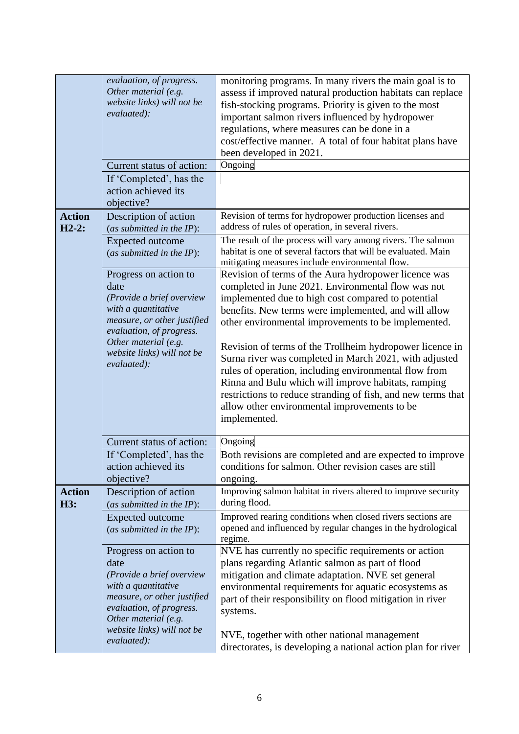| | | |
|---|---|---|
| | *evaluation, of progress. Other material (e.g. website links) will not be evaluated):* | monitoring programs. In many rivers the main goal is to assess if improved natural production habitats can replace fish-stocking programs. Priority is given to the most important salmon rivers influenced by hydropower regulations, where measures can be done in a cost/effective manner. A total of four habitat plans have been developed in 2021. |
| | Current status of action: | Ongoing |
| | If 'Completed', has the action achieved its objective? | |
| **Action H2-2:** | Description of action (*as submitted in the IP*): | Revision of terms for hydropower production licenses and address of rules of operation, in several rivers. |
| | Expected outcome (*as submitted in the IP*): | The result of the process will vary among rivers. The salmon habitat is one of several factors that will be evaluated. Main mitigating measures include environmental flow. |
| | Progress on action to date *(Provide a brief overview with a quantitative measure, or other justified evaluation, of progress. Other material (e.g. website links) will not be evaluated):* | Revision of terms of the Aura hydropower licence was completed in June 2021. Environmental flow was not implemented due to high cost compared to potential benefits. New terms were implemented, and will allow other environmental improvements to be implemented.<br><br>Revision of terms of the Trollheim hydropower licence in Surna river was completed in March 2021, with adjusted rules of operation, including environmental flow from Rinna and Bulu which will improve habitats, ramping restrictions to reduce stranding of fish, and new terms that allow other environmental improvements to be implemented. |
| | Current status of action: | Ongoing |
| | If 'Completed', has the action achieved its objective? | Both revisions are completed and are expected to improve conditions for salmon. Other revision cases are still ongoing. |
| **Action H3:** | Description of action (*as submitted in the IP*): | Improving salmon habitat in rivers altered to improve security during flood. |
| | Expected outcome (*as submitted in the IP*): | Improved rearing conditions when closed rivers sections are opened and influenced by regular changes in the hydrological regime. |
| | Progress on action to date *(Provide a brief overview with a quantitative measure, or other justified evaluation, of progress. Other material (e.g. website links) will not be evaluated):* | NVE has currently no specific requirements or action plans regarding Atlantic salmon as part of flood mitigation and climate adaptation. NVE set general environmental requirements for aquatic ecosystems as part of their responsibility on flood mitigation in river systems.<br><br>NVE, together with other national management directorates, is developing a national action plan for river |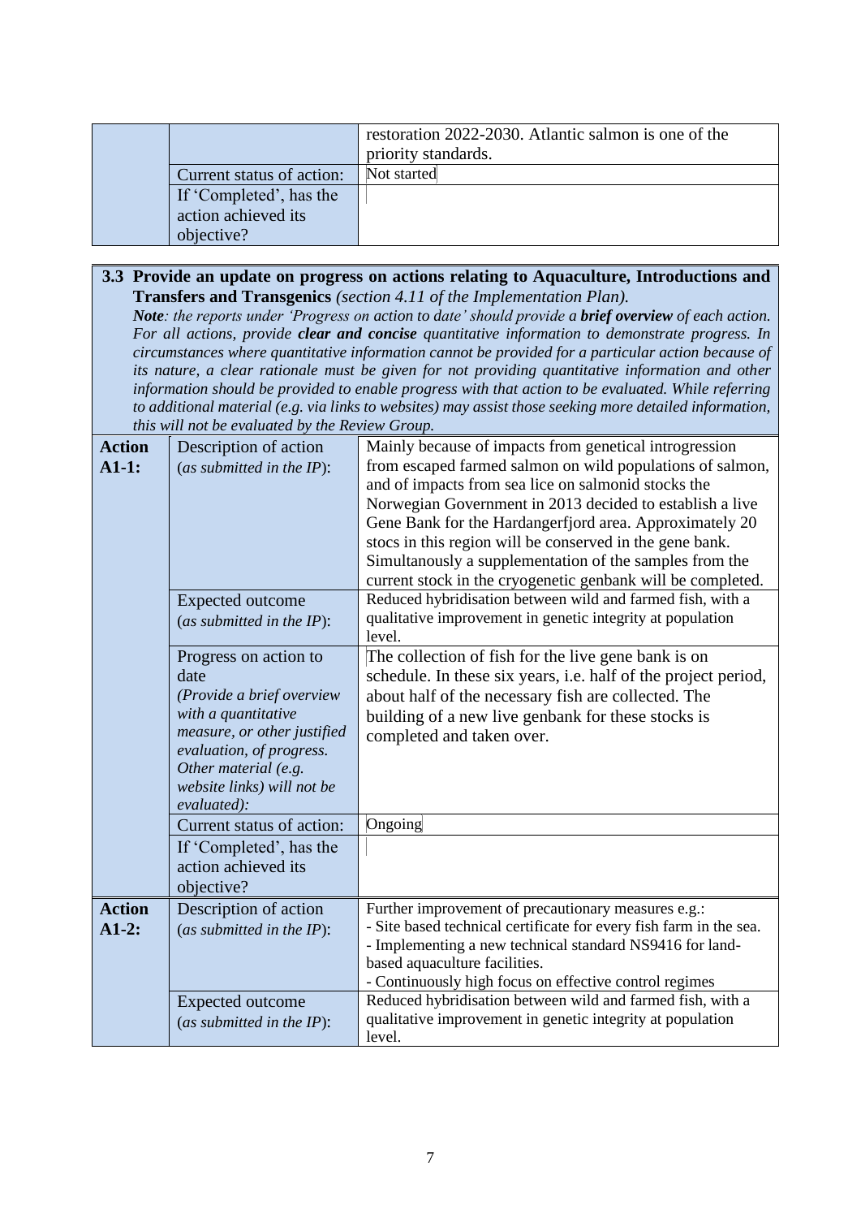| | | |
|---|---|---|
| | | restoration 2022-2030. Atlantic salmon is one of the priority standards. |
| | Current status of action: | Not started |
| | If 'Completed', has the action achieved its objective? | |

**3.3 Provide an update on progress on actions relating to Aquaculture, Introductions and Transfers and Transgenics** *(section 4.11 of the Implementation Plan).*

***Note**: the reports under 'Progress on action to date' should provide a **brief overview** of each action. For all actions, provide **clear and concise** quantitative information to demonstrate progress. In circumstances where quantitative information cannot be provided for a particular action because of its nature, a clear rationale must be given for not providing quantitative information and other information should be provided to enable progress with that action to be evaluated. While referring to additional material (e.g. via links to websites) may assist those seeking more detailed information, this will not be evaluated by the Review Group.*

| | | |
|---|---|---|
| **Action A1-1:** | Description of action (*as submitted in the IP*): | Mainly because of impacts from genetical introgression from escaped farmed salmon on wild populations of salmon, and of impacts from sea lice on salmonid stocks the Norwegian Government in 2013 decided to establish a live Gene Bank for the Hardangerfjord area. Approximately 20 stocs in this region will be conserved in the gene bank. Simultanously a supplementation of the samples from the current stock in the cryogenetic genbank will be completed. |
| | Expected outcome (*as submitted in the IP*): | Reduced hybridisation between wild and farmed fish, with a qualitative improvement in genetic integrity at population level. |
| | Progress on action to date *(Provide a brief overview with a quantitative measure, or other justified evaluation, of progress. Other material (e.g. website links) will not be evaluated):* | The collection of fish for the live gene bank is on schedule. In these six years, i.e. half of the project period, about half of the necessary fish are collected. The building of a new live genbank for these stocks is completed and taken over. |
| | Current status of action: | Ongoing |
| | If 'Completed', has the action achieved its objective? | |
| **Action A1-2:** | Description of action (*as submitted in the IP*): | Further improvement of precautionary measures e.g.:<br>- Site based technical certificate for every fish farm in the sea.<br>- Implementing a new technical standard NS9416 for land-based aquaculture facilities.<br>- Continuously high focus on effective control regimes |
| | Expected outcome (*as submitted in the IP*): | Reduced hybridisation between wild and farmed fish, with a qualitative improvement in genetic integrity at population level. |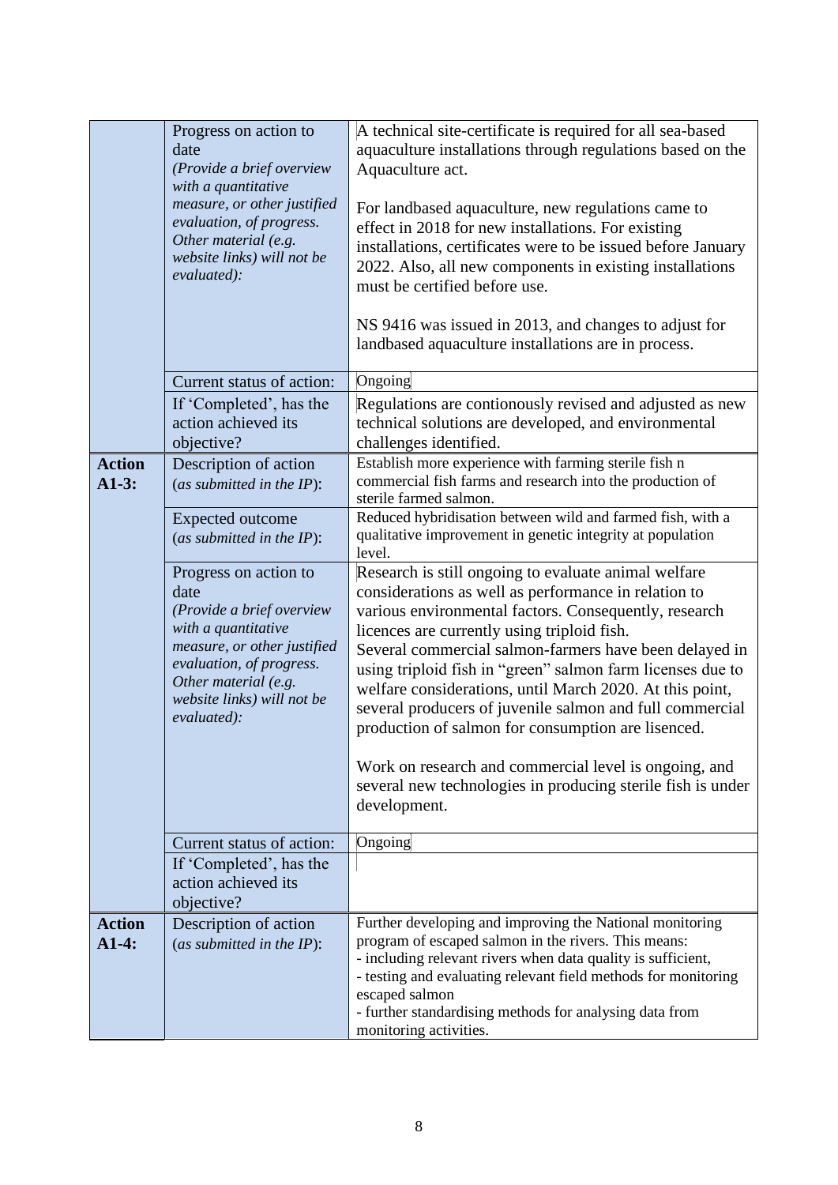| | | |
|---|---|---|
| | Progress on action to date *(Provide a brief overview with a quantitative measure, or other justified evaluation, of progress. Other material (e.g. website links) will not be evaluated):* | A technical site-certificate is required for all sea-based aquaculture installations through regulations based on the Aquaculture act.<br><br>For landbased aquaculture, new regulations came to effect in 2018 for new installations. For existing installations, certificates were to be issued before January 2022. Also, all new components in existing installations must be certified before use.<br><br>NS 9416 was issued in 2013, and changes to adjust for landbased aquaculture installations are in process. |
| | Current status of action: | Ongoing |
| | If 'Completed', has the action achieved its objective? | Regulations are contionously revised and adjusted as new technical solutions are developed, and environmental challenges identified. |
| **Action A1-3:** | Description of action (*as submitted in the IP*): | Establish more experience with farming sterile fish n commercial fish farms and research into the production of sterile farmed salmon. |
| | Expected outcome (*as submitted in the IP*): | Reduced hybridisation between wild and farmed fish, with a qualitative improvement in genetic integrity at population level. |
| | Progress on action to date *(Provide a brief overview with a quantitative measure, or other justified evaluation, of progress. Other material (e.g. website links) will not be evaluated):* | Research is still ongoing to evaluate animal welfare considerations as well as performance in relation to various environmental factors. Consequently, research licences are currently using triploid fish.<br>Several commercial salmon-farmers have been delayed in using triploid fish in "green" salmon farm licenses due to welfare considerations, until March 2020. At this point, several producers of juvenile salmon and full commercial production of salmon for consumption are lisenced.<br><br>Work on research and commercial level is ongoing, and several new technologies in producing sterile fish is under development. |
| | Current status of action: | Ongoing |
| | If 'Completed', has the action achieved its objective? | |
| **Action A1-4:** | Description of action (*as submitted in the IP*): | Further developing and improving the National monitoring program of escaped salmon in the rivers. This means:<br>- including relevant rivers when data quality is sufficient,<br>- testing and evaluating relevant field methods for monitoring escaped salmon<br>- further standardising methods for analysing data from monitoring activities. |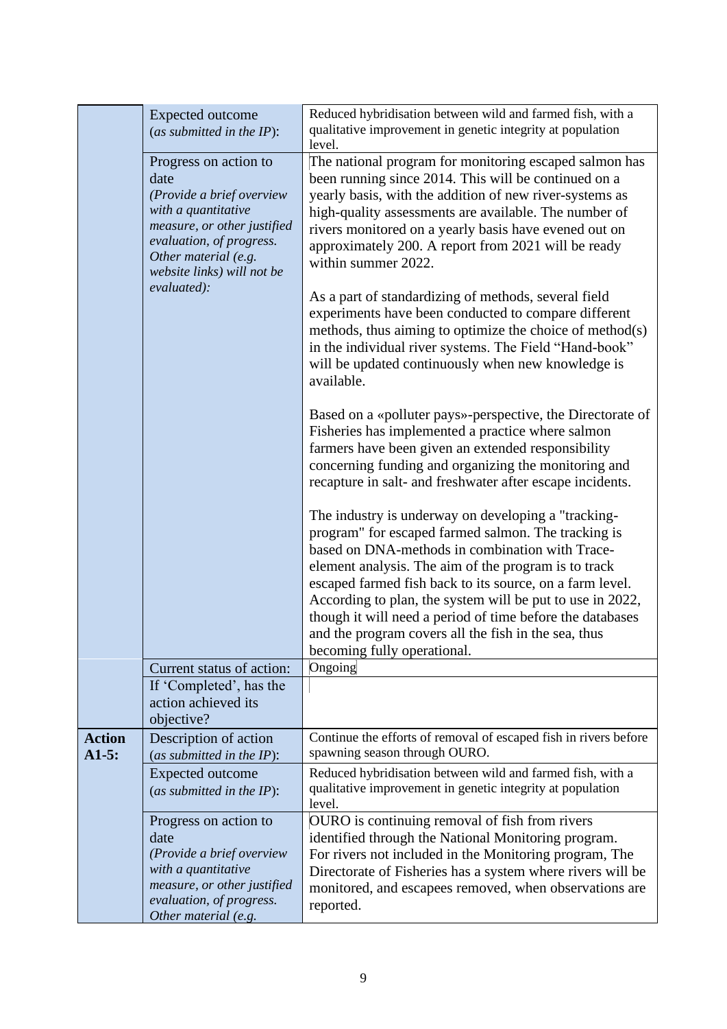|  |  |  |
|---|---|---|
|  | Expected outcome (*as submitted in the IP*): | Reduced hybridisation between wild and farmed fish, with a qualitative improvement in genetic integrity at population level. |
|  | Progress on action to date *(Provide a brief overview with a quantitative measure, or other justified evaluation, of progress. Other material (e.g. website links) will not be evaluated):* | The national program for monitoring escaped salmon has been running since 2014. This will be continued on a yearly basis, with the addition of new river-systems as high-quality assessments are available. The number of rivers monitored on a yearly basis have evened out on approximately 200. A report from 2021 will be ready within summer 2022.<br><br>As a part of standardizing of methods, several field experiments have been conducted to compare different methods, thus aiming to optimize the choice of method(s) in the individual river systems. The Field "Hand-book" will be updated continuously when new knowledge is available.<br><br>Based on a «polluter pays»-perspective, the Directorate of Fisheries has implemented a practice where salmon farmers have been given an extended responsibility concerning funding and organizing the monitoring and recapture in salt- and freshwater after escape incidents.<br><br>The industry is underway on developing a "tracking-program" for escaped farmed salmon. The tracking is based on DNA-methods in combination with Trace-element analysis. The aim of the program is to track escaped farmed fish back to its source, on a farm level. According to plan, the system will be put to use in 2022, though it will need a period of time before the databases and the program covers all the fish in the sea, thus becoming fully operational. |
|  | Current status of action: | Ongoing |
|  | If 'Completed', has the action achieved its objective? |  |
| **Action A1-5:** | Description of action (*as submitted in the IP*): | Continue the efforts of removal of escaped fish in rivers before spawning season through OURO. |
|  | Expected outcome (*as submitted in the IP*): | Reduced hybridisation between wild and farmed fish, with a qualitative improvement in genetic integrity at population level. |
|  | Progress on action to date *(Provide a brief overview with a quantitative measure, or other justified evaluation, of progress. Other material (e.g.* | OURO is continuing removal of fish from rivers identified through the National Monitoring program. For rivers not included in the Monitoring program, The Directorate of Fisheries has a system where rivers will be monitored, and escapees removed, when observations are reported. |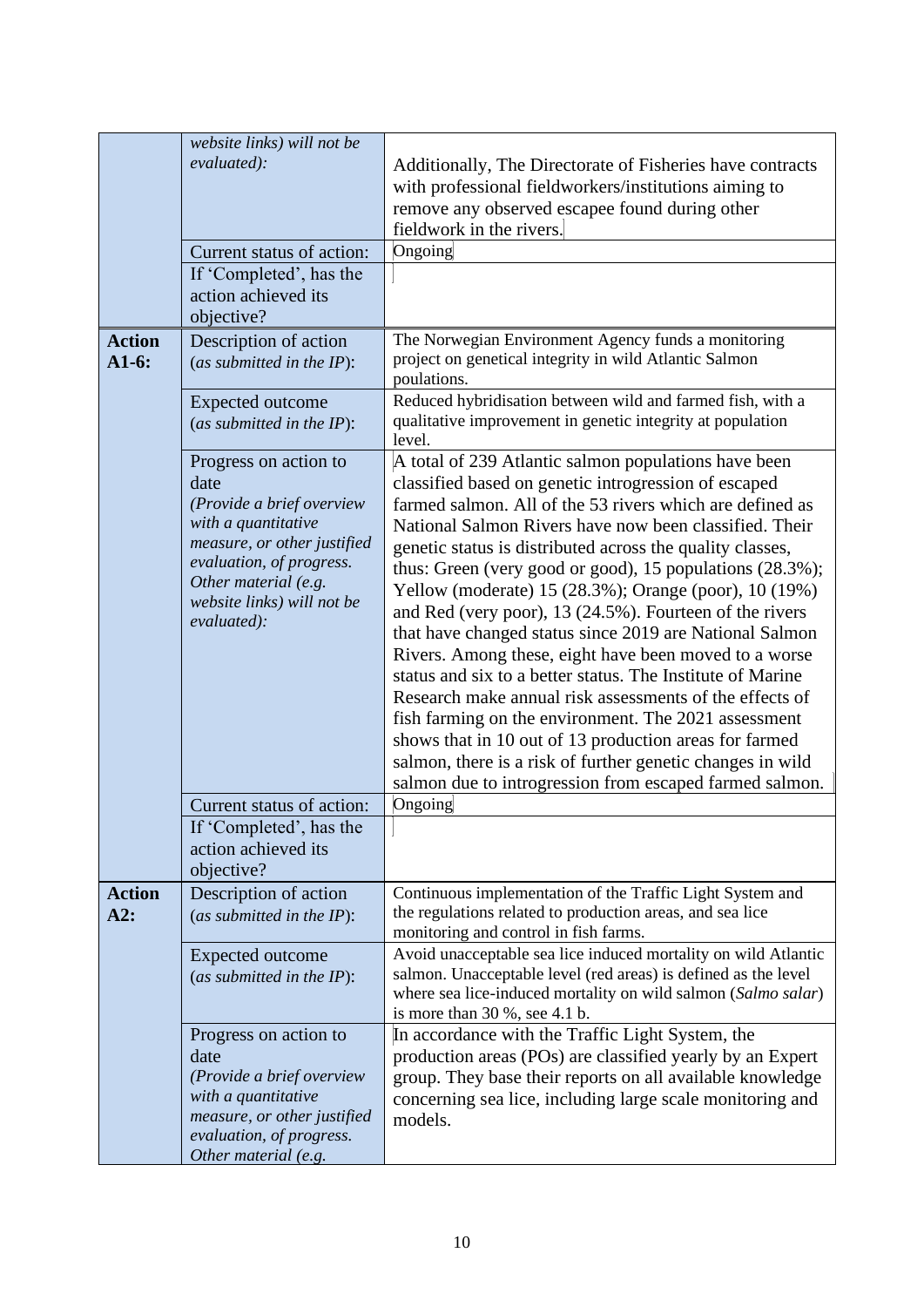| | | |
|---|---|---|
| | *website links) will not be evaluated):* | Additionally, The Directorate of Fisheries have contracts with professional fieldworkers/institutions aiming to remove any observed escapee found during other fieldwork in the rivers. |
| | Current status of action: | Ongoing |
| | If 'Completed', has the action achieved its objective? | |
| **Action A1-6:** | Description of action (*as submitted in the IP*): | The Norwegian Environment Agency funds a monitoring project on genetical integrity in wild Atlantic Salmon poulations. |
| | Expected outcome (*as submitted in the IP*): | Reduced hybridisation between wild and farmed fish, with a qualitative improvement in genetic integrity at population level. |
| | Progress on action to date *(Provide a brief overview with a quantitative measure, or other justified evaluation, of progress. Other material (e.g. website links) will not be evaluated):* | A total of 239 Atlantic salmon populations have been classified based on genetic introgression of escaped farmed salmon. All of the 53 rivers which are defined as National Salmon Rivers have now been classified. Their genetic status is distributed across the quality classes, thus: Green (very good or good), 15 populations (28.3%); Yellow (moderate) 15 (28.3%); Orange (poor), 10 (19%) and Red (very poor), 13 (24.5%). Fourteen of the rivers that have changed status since 2019 are National Salmon Rivers. Among these, eight have been moved to a worse status and six to a better status. The Institute of Marine Research make annual risk assessments of the effects of fish farming on the environment. The 2021 assessment shows that in 10 out of 13 production areas for farmed salmon, there is a risk of further genetic changes in wild salmon due to introgression from escaped farmed salmon. |
| | Current status of action: | Ongoing |
| | If 'Completed', has the action achieved its objective? | |
| **Action A2:** | Description of action (*as submitted in the IP*): | Continuous implementation of the Traffic Light System and the regulations related to production areas, and sea lice monitoring and control in fish farms. |
| | Expected outcome (*as submitted in the IP*): | Avoid unacceptable sea lice induced mortality on wild Atlantic salmon. Unacceptable level (red areas) is defined as the level where sea lice-induced mortality on wild salmon (*Salmo salar*) is more than 30 %, see 4.1 b. |
| | Progress on action to date *(Provide a brief overview with a quantitative measure, or other justified evaluation, of progress. Other material (e.g.* | In accordance with the Traffic Light System, the production areas (POs) are classified yearly by an Expert group. They base their reports on all available knowledge concerning sea lice, including large scale monitoring and models. |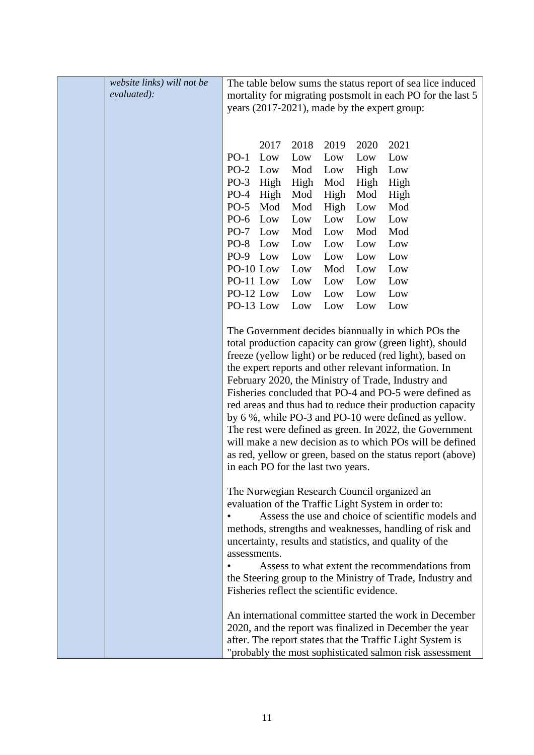| | *website links) will not be evaluated):* | The table below sums the status report of sea lice induced mortality for migrating postsmolt in each PO for the last 5 years (2017-2021), made by the expert group: |
|---|---|---|

| | 2017 | 2018 | 2019 | 2020 | 2021 |
|---|---|---|---|---|---|
| PO-1 | Low | Low | Low | Low | Low |
| PO-2 | Low | Mod | Low | High | Low |
| PO-3 | High | High | Mod | High | High |
| PO-4 | High | Mod | High | Mod | High |
| PO-5 | Mod | Mod | High | Low | Mod |
| PO-6 | Low | Low | Low | Low | Low |
| PO-7 | Low | Mod | Low | Mod | Mod |
| PO-8 | Low | Low | Low | Low | Low |
| PO-9 | Low | Low | Low | Low | Low |
| PO-10 | Low | Low | Mod | Low | Low |
| PO-11 | Low | Low | Low | Low | Low |
| PO-12 | Low | Low | Low | Low | Low |
| PO-13 | Low | Low | Low | Low | Low |

The Government decides biannually in which POs the total production capacity can grow (green light), should freeze (yellow light) or be reduced (red light), based on the expert reports and other relevant information. In February 2020, the Ministry of Trade, Industry and Fisheries concluded that PO-4 and PO-5 were defined as red areas and thus had to reduce their production capacity by 6 %, while PO-3 and PO-10 were defined as yellow. The rest were defined as green. In 2022, the Government will make a new decision as to which POs will be defined as red, yellow or green, based on the status report (above) in each PO for the last two years.

The Norwegian Research Council organized an evaluation of the Traffic Light System in order to:

- Assess the use and choice of scientific models and methods, strengths and weaknesses, handling of risk and uncertainty, results and statistics, and quality of the assessments.
- Assess to what extent the recommendations from the Steering group to the Ministry of Trade, Industry and Fisheries reflect the scientific evidence.

An international committee started the work in December 2020, and the report was finalized in December the year after. The report states that the Traffic Light System is "probably the most sophisticated salmon risk assessment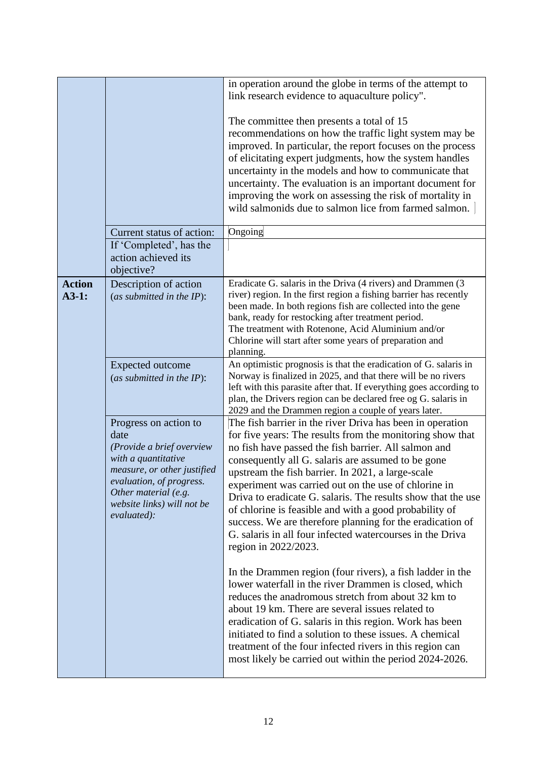| | | |
|---|---|---|
| | | in operation around the globe in terms of the attempt to link research evidence to aquaculture policy".<br><br>The committee then presents a total of 15 recommendations on how the traffic light system may be improved. In particular, the report focuses on the process of elicitating expert judgments, how the system handles uncertainty in the models and how to communicate that uncertainty. The evaluation is an important document for improving the work on assessing the risk of mortality in wild salmonids due to salmon lice from farmed salmon. |
| | Current status of action: | Ongoing |
| | If 'Completed', has the action achieved its objective? | |
| **Action A3-1:** | Description of action (*as submitted in the IP*): | Eradicate G. salaris in the Driva (4 rivers) and Drammen (3 river) region. In the first region a fishing barrier has recently been made. In both regions fish are collected into the gene bank, ready for restocking after treatment period.<br>The treatment with Rotenone, Acid Aluminium and/or Chlorine will start after some years of preparation and planning. |
| | Expected outcome (*as submitted in the IP*): | An optimistic prognosis is that the eradication of G. salaris in Norway is finalized in 2025, and that there will be no rivers left with this parasite after that. If everything goes according to plan, the Drivers region can be declared free og G. salaris in 2029 and the Drammen region a couple of years later. |
| | Progress on action to date<br>*(Provide a brief overview with a quantitative measure, or other justified evaluation, of progress. Other material (e.g. website links) will not be evaluated):* | The fish barrier in the river Driva has been in operation for five years: The results from the monitoring show that no fish have passed the fish barrier. All salmon and consequently all G. salaris are assumed to be gone upstream the fish barrier. In 2021, a large-scale experiment was carried out on the use of chlorine in Driva to eradicate G. salaris. The results show that the use of chlorine is feasible and with a good probability of success. We are therefore planning for the eradication of G. salaris in all four infected watercourses in the Driva region in 2022/2023.<br><br>In the Drammen region (four rivers), a fish ladder in the lower waterfall in the river Drammen is closed, which reduces the anadromous stretch from about 32 km to about 19 km. There are several issues related to eradication of G. salaris in this region. Work has been initiated to find a solution to these issues. A chemical treatment of the four infected rivers in this region can most likely be carried out within the period 2024-2026. |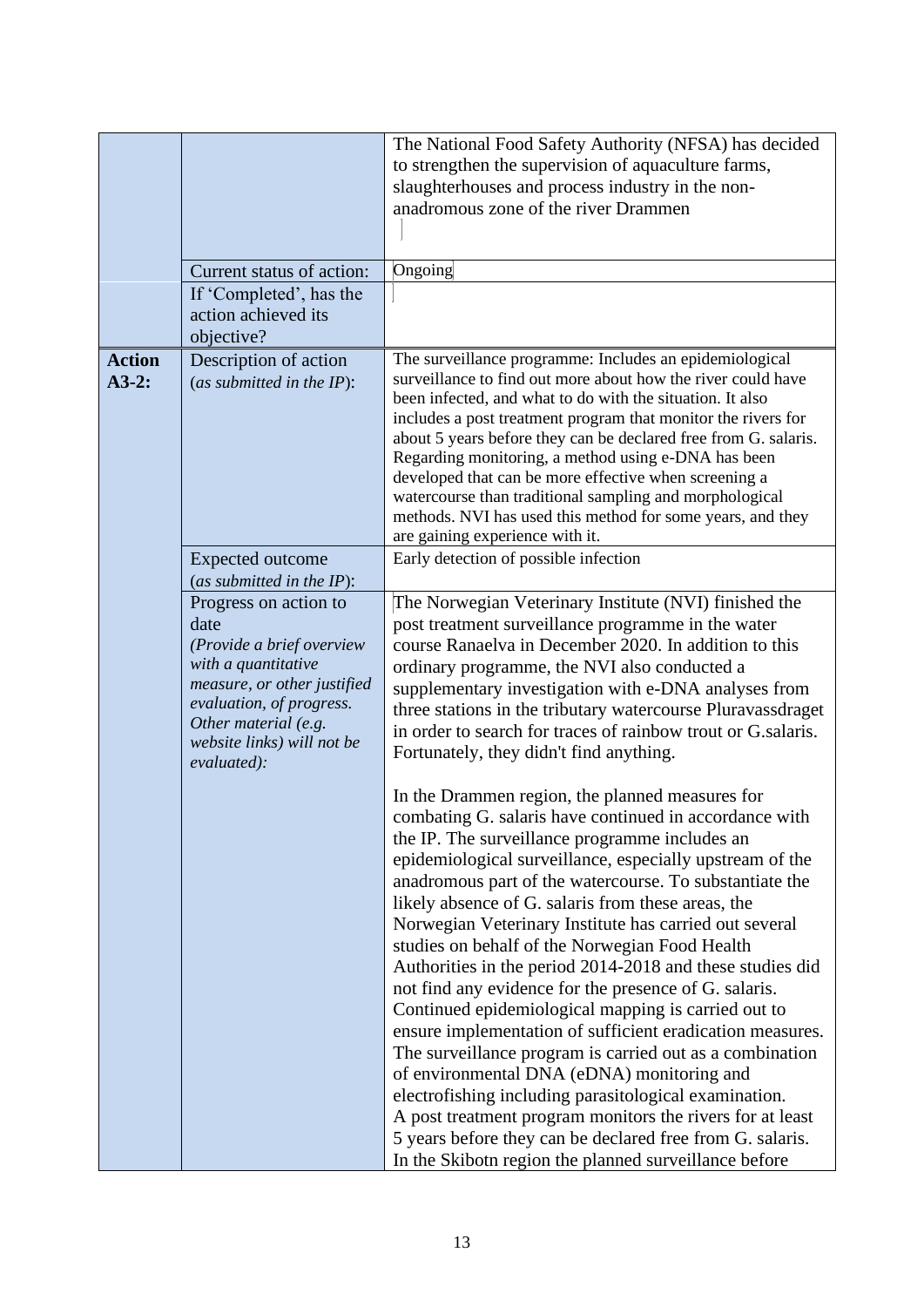| | | |
|---|---|---|
| | | The National Food Safety Authority (NFSA) has decided to strengthen the supervision of aquaculture farms, slaughterhouses and process industry in the non-anadromous zone of the river Drammen |
| | Current status of action: | Ongoing |
| | If 'Completed', has the action achieved its objective? | |
| **Action A3-2:** | Description of action (*as submitted in the IP*): | The surveillance programme: Includes an epidemiological surveillance to find out more about how the river could have been infected, and what to do with the situation. It also includes a post treatment program that monitor the rivers for about 5 years before they can be declared free from G. salaris. Regarding monitoring, a method using e-DNA has been developed that can be more effective when screening a watercourse than traditional sampling and morphological methods. NVI has used this method for some years, and they are gaining experience with it. |
| | Expected outcome (*as submitted in the IP*): | Early detection of possible infection |
| | Progress on action to date *(Provide a brief overview with a quantitative measure, or other justified evaluation, of progress. Other material (e.g. website links) will not be evaluated):* | The Norwegian Veterinary Institute (NVI) finished the post treatment surveillance programme in the water course Ranaelva in December 2020. In addition to this ordinary programme, the NVI also conducted a supplementary investigation with e-DNA analyses from three stations in the tributary watercourse Pluravassdraget in order to search for traces of rainbow trout or G.salaris. Fortunately, they didn't find anything.<br><br>In the Drammen region, the planned measures for combating G. salaris have continued in accordance with the IP. The surveillance programme includes an epidemiological surveillance, especially upstream of the anadromous part of the watercourse. To substantiate the likely absence of G. salaris from these areas, the Norwegian Veterinary Institute has carried out several studies on behalf of the Norwegian Food Health Authorities in the period 2014-2018 and these studies did not find any evidence for the presence of G. salaris. Continued epidemiological mapping is carried out to ensure implementation of sufficient eradication measures. The surveillance program is carried out as a combination of environmental DNA (eDNA) monitoring and electrofishing including parasitological examination.<br>A post treatment program monitors the rivers for at least 5 years before they can be declared free from G. salaris.<br>In the Skibotn region the planned surveillance before |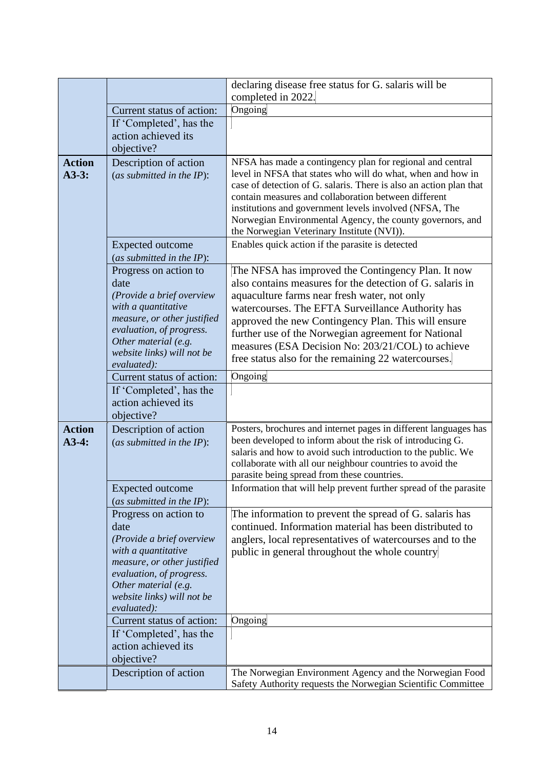| | | |
|---|---|---|
| | | declaring disease free status for G. salaris will be completed in 2022. |
| | Current status of action: | Ongoing |
| | If 'Completed', has the action achieved its objective? | |
| **Action A3-3:** | Description of action (*as submitted in the IP*): | NFSA has made a contingency plan for regional and central level in NFSA that states who will do what, when and how in case of detection of G. salaris. There is also an action plan that contain measures and collaboration between different institutions and government levels involved (NFSA, The Norwegian Environmental Agency, the county governors, and the Norwegian Veterinary Institute (NVI)). |
| | Expected outcome (*as submitted in the IP*): | Enables quick action if the parasite is detected |
| | Progress on action to date (*Provide a brief overview with a quantitative measure, or other justified evaluation, of progress. Other material (e.g. website links) will not be evaluated)*: | The NFSA has improved the Contingency Plan. It now also contains measures for the detection of G. salaris in aquaculture farms near fresh water, not only watercourses. The EFTA Surveillance Authority has approved the new Contingency Plan. This will ensure further use of the Norwegian agreement for National measures (ESA Decision No: 203/21/COL) to achieve free status also for the remaining 22 watercourses. |
| | Current status of action: | Ongoing |
| | If 'Completed', has the action achieved its objective? | |
| **Action A3-4:** | Description of action (*as submitted in the IP*): | Posters, brochures and internet pages in different languages has been developed to inform about the risk of introducing G. salaris and how to avoid such introduction to the public. We collaborate with all our neighbour countries to avoid the parasite being spread from these countries. |
| | Expected outcome (*as submitted in the IP*): | Information that will help prevent further spread of the parasite |
| | Progress on action to date (*Provide a brief overview with a quantitative measure, or other justified evaluation, of progress. Other material (e.g. website links) will not be evaluated)*: | The information to prevent the spread of G. salaris has continued. Information material has been distributed to anglers, local representatives of watercourses and to the public in general throughout the whole country |
| | Current status of action: | Ongoing |
| | If 'Completed', has the action achieved its objective? | |
| | Description of action | The Norwegian Environment Agency and the Norwegian Food Safety Authority requests the Norwegian Scientific Committee |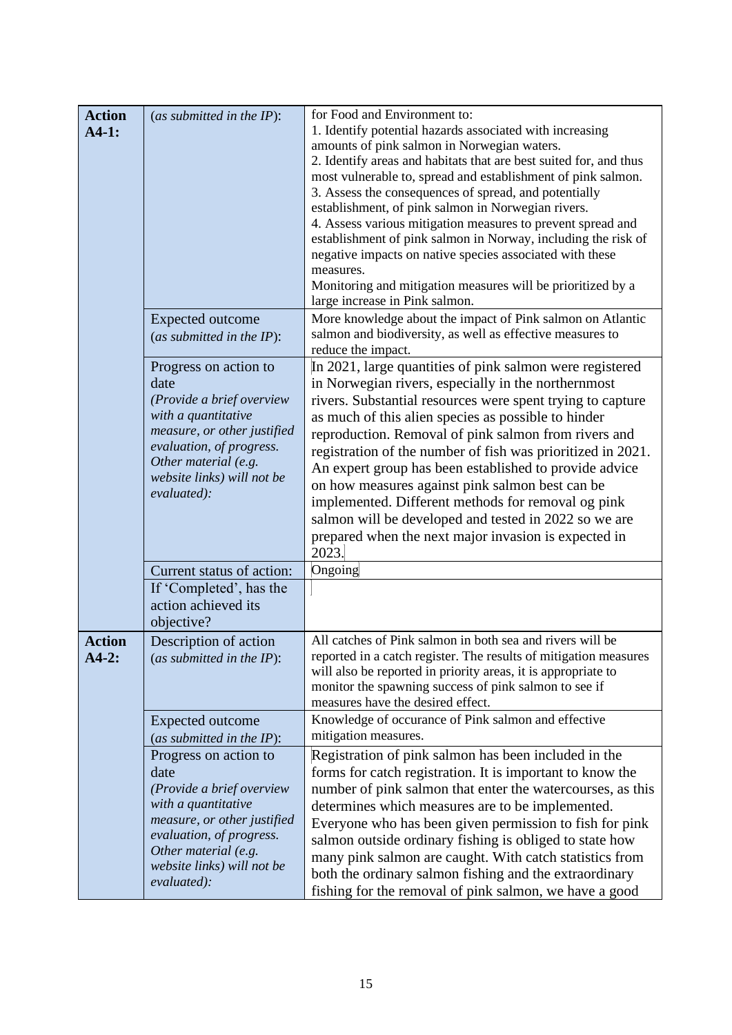| | | |
|---|---|---|
| **Action A4-1:** | (*as submitted in the IP*): | for Food and Environment to:<br>1. Identify potential hazards associated with increasing amounts of pink salmon in Norwegian waters.<br>2. Identify areas and habitats that are best suited for, and thus most vulnerable to, spread and establishment of pink salmon.<br>3. Assess the consequences of spread, and potentially establishment, of pink salmon in Norwegian rivers.<br>4. Assess various mitigation measures to prevent spread and establishment of pink salmon in Norway, including the risk of negative impacts on native species associated with these measures.<br>Monitoring and mitigation measures will be prioritized by a large increase in Pink salmon. |
| | Expected outcome (*as submitted in the IP*): | More knowledge about the impact of Pink salmon on Atlantic salmon and biodiversity, as well as effective measures to reduce the impact. |
| | Progress on action to date (*Provide a brief overview with a quantitative measure, or other justified evaluation, of progress. Other material (e.g. website links) will not be evaluated):* | In 2021, large quantities of pink salmon were registered in Norwegian rivers, especially in the northernmost rivers. Substantial resources were spent trying to capture as much of this alien species as possible to hinder reproduction. Removal of pink salmon from rivers and registration of the number of fish was prioritized in 2021. An expert group has been established to provide advice on how measures against pink salmon best can be implemented. Different methods for removal og pink salmon will be developed and tested in 2022 so we are prepared when the next major invasion is expected in 2023. |
| | Current status of action: | Ongoing |
| | If 'Completed', has the action achieved its objective? | |
| **Action A4-2:** | Description of action (*as submitted in the IP*): | All catches of Pink salmon in both sea and rivers will be reported in a catch register. The results of mitigation measures will also be reported in priority areas, it is appropriate to monitor the spawning success of pink salmon to see if measures have the desired effect. |
| | Expected outcome (*as submitted in the IP*): | Knowledge of occurance of Pink salmon and effective mitigation measures. |
| | Progress on action to date (*Provide a brief overview with a quantitative measure, or other justified evaluation, of progress. Other material (e.g. website links) will not be evaluated):* | Registration of pink salmon has been included in the forms for catch registration. It is important to know the number of pink salmon that enter the watercourses, as this determines which measures are to be implemented. Everyone who has been given permission to fish for pink salmon outside ordinary fishing is obliged to state how many pink salmon are caught. With catch statistics from both the ordinary salmon fishing and the extraordinary fishing for the removal of pink salmon, we have a good |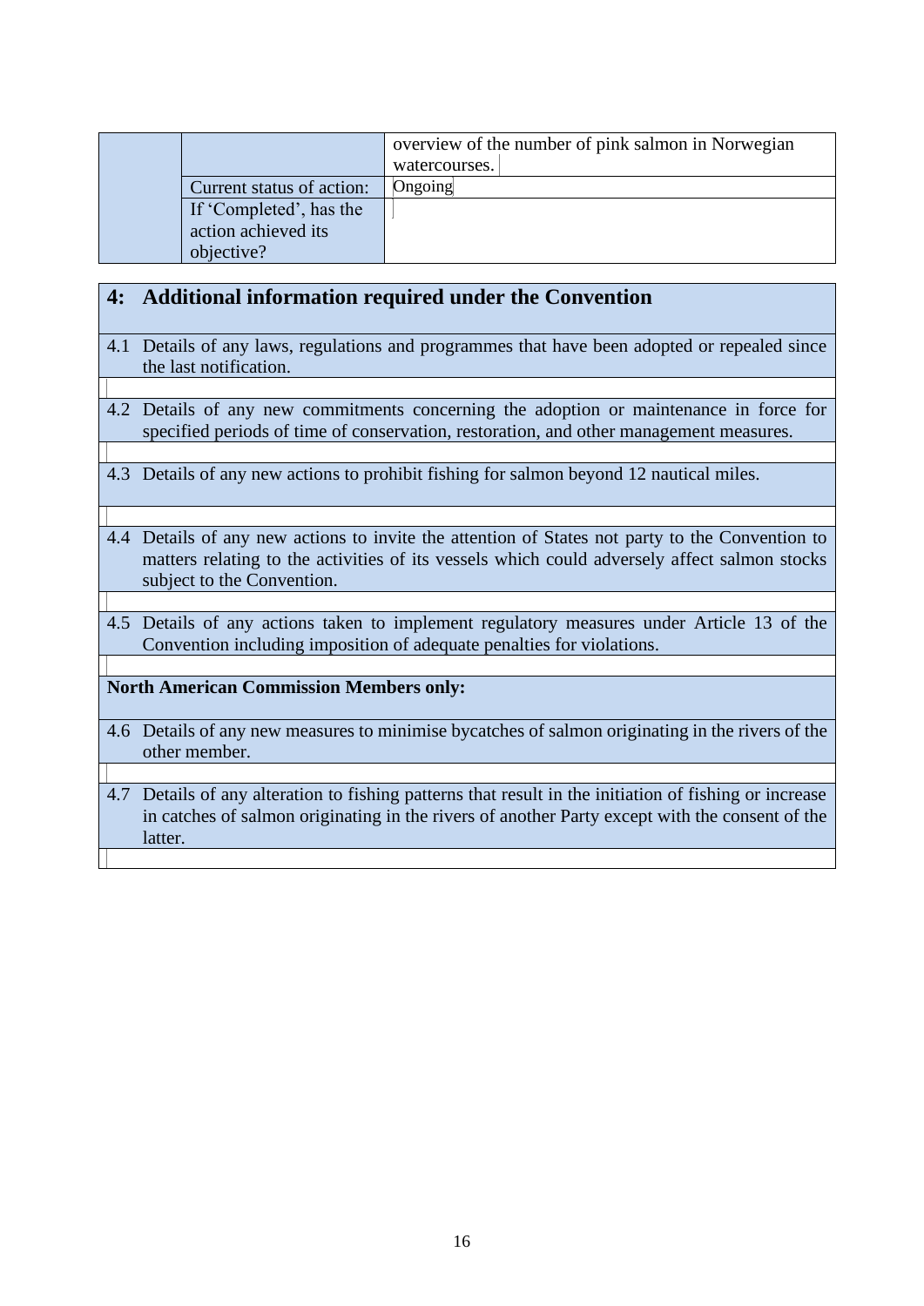| | | |
|---|---|---|
| | | overview of the number of pink salmon in Norwegian watercourses. |
| | Current status of action: | Ongoing |
| | If 'Completed', has the action achieved its objective? | |

## 4: Additional information required under the Convention

| | |
|---|---|
| 4.1 | Details of any laws, regulations and programmes that have been adopted or repealed since the last notification. |
| | |
| 4.2 | Details of any new commitments concerning the adoption or maintenance in force for specified periods of time of conservation, restoration, and other management measures. |
| | |
| 4.3 | Details of any new actions to prohibit fishing for salmon beyond 12 nautical miles. |
| | |
| 4.4 | Details of any new actions to invite the attention of States not party to the Convention to matters relating to the activities of its vessels which could adversely affect salmon stocks subject to the Convention. |
| | |
| 4.5 | Details of any actions taken to implement regulatory measures under Article 13 of the Convention including imposition of adequate penalties for violations. |
| | |
| **North American Commission Members only:** | |
| 4.6 | Details of any new measures to minimise bycatches of salmon originating in the rivers of the other member. |
| | |
| 4.7 | Details of any alteration to fishing patterns that result in the initiation of fishing or increase in catches of salmon originating in the rivers of another Party except with the consent of the latter. |
| | |